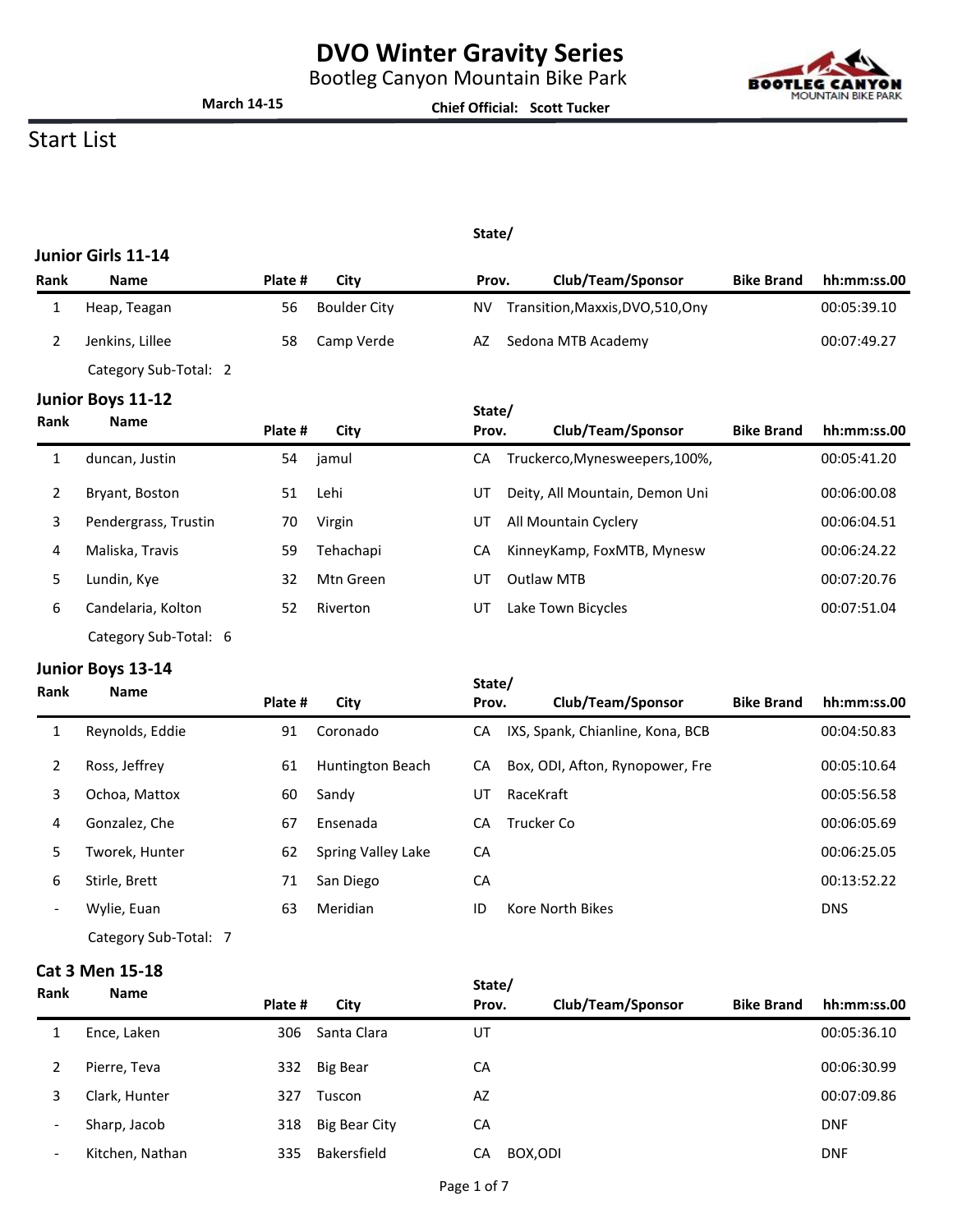# DVO Winter Gravity Series

Bootleg Canyon Mountain Bike Park

**March 14-15** **Chief Official: Scott Tucker**

## Start List

### Junior Girls 11-14

| Rank | Name | Plate # | City | State/ Prov. | Club/Team/Sponsor | Bike Brand | hh:mm:ss.00 |
|---|---|---|---|---|---|---|---|
| 1 | Heap, Teagan | 56 | Boulder City | NV | Transition,Maxxis,DVO,510,Ony | | 00:05:39.10 |
| 2 | Jenkins, Lillee | 58 | Camp Verde | AZ | Sedona MTB Academy | | 00:07:49.27 |

Category Sub-Total: 2

### Junior Boys 11-12

| Rank | Name | Plate # | City | State/ Prov. | Club/Team/Sponsor | Bike Brand | hh:mm:ss.00 |
|---|---|---|---|---|---|---|---|
| 1 | duncan, Justin | 54 | jamul | CA | Truckerco,Mynesweepers,100%, | | 00:05:41.20 |
| 2 | Bryant, Boston | 51 | Lehi | UT | Deity, All Mountain, Demon Uni | | 00:06:00.08 |
| 3 | Pendergrass, Trustin | 70 | Virgin | UT | All Mountain Cyclery | | 00:06:04.51 |
| 4 | Maliska, Travis | 59 | Tehachapi | CA | KinneyKamp, FoxMTB, Mynesw | | 00:06:24.22 |
| 5 | Lundin, Kye | 32 | Mtn Green | UT | Outlaw MTB | | 00:07:20.76 |
| 6 | Candelaria, Kolton | 52 | Riverton | UT | Lake Town Bicycles | | 00:07:51.04 |

Category Sub-Total: 6

### Junior Boys 13-14

| Rank | Name | Plate # | City | State/ Prov. | Club/Team/Sponsor | Bike Brand | hh:mm:ss.00 |
|---|---|---|---|---|---|---|---|
| 1 | Reynolds, Eddie | 91 | Coronado | CA | IXS, Spank, Chianline, Kona, BCB | | 00:04:50.83 |
| 2 | Ross, Jeffrey | 61 | Huntington Beach | CA | Box, ODI, Afton, Rynopower, Fre | | 00:05:10.64 |
| 3 | Ochoa, Mattox | 60 | Sandy | UT | RaceKraft | | 00:05:56.58 |
| 4 | Gonzalez, Che | 67 | Ensenada | CA | Trucker Co | | 00:06:05.69 |
| 5 | Tworek, Hunter | 62 | Spring Valley Lake | CA | | | 00:06:25.05 |
| 6 | Stirle, Brett | 71 | San Diego | CA | | | 00:13:52.22 |
| - | Wylie, Euan | 63 | Meridian | ID | Kore North Bikes | | DNS |

Category Sub-Total: 7

### Cat 3 Men 15-18

| Rank | Name | Plate # | City | State/ Prov. | Club/Team/Sponsor | Bike Brand | hh:mm:ss.00 |
|---|---|---|---|---|---|---|---|
| 1 | Ence, Laken | 306 | Santa Clara | UT | | | 00:05:36.10 |
| 2 | Pierre, Teva | 332 | Big Bear | CA | | | 00:06:30.99 |
| 3 | Clark, Hunter | 327 | Tuscon | AZ | | | 00:07:09.86 |
| - | Sharp, Jacob | 318 | Big Bear City | CA | | | DNF |
| - | Kitchen, Nathan | 335 | Bakersfield | CA | BOX,ODI | | DNF |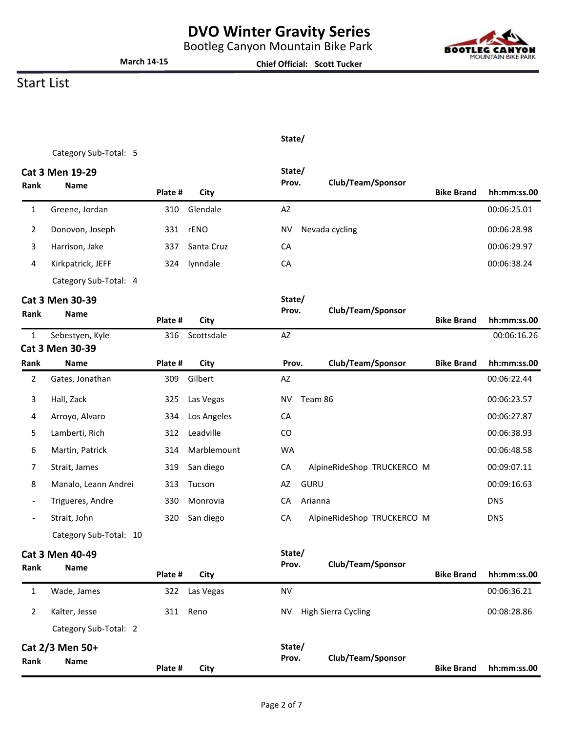# DVO Winter Gravity Series

Bootleg Canyon Mountain Bike Park

March 14-15 Chief Official: Scott Tucker

## Start List

Category Sub-Total: 5

### Cat 3 Men 19-29

| Rank | Name | Plate # | City | State/ Prov. | Club/Team/Sponsor | Bike Brand | hh:mm:ss.00 |
|---|---|---|---|---|---|---|---|
| 1 | Greene, Jordan | 310 | Glendale | AZ | | | 00:06:25.01 |
| 2 | Donovon, Joseph | 331 | rENO | NV | Nevada cycling | | 00:06:28.98 |
| 3 | Harrison, Jake | 337 | Santa Cruz | CA | | | 00:06:29.97 |
| 4 | Kirkpatrick, JEFF | 324 | lynndale | CA | | | 00:06:38.24 |

Category Sub-Total: 4

### Cat 3 Men 30-39

| Rank | Name | Plate # | City | State/ Prov. | Club/Team/Sponsor | Bike Brand | hh:mm:ss.00 |
|---|---|---|---|---|---|---|---|
| 1 | Sebestyen, Kyle | 316 | Scottsdale | AZ | | | 00:06:16.26 |
| 2 | Gates, Jonathan | 309 | Gilbert | AZ | | | 00:06:22.44 |
| 3 | Hall, Zack | 325 | Las Vegas | NV | Team 86 | | 00:06:23.57 |
| 4 | Arroyo, Alvaro | 334 | Los Angeles | CA | | | 00:06:27.87 |
| 5 | Lamberti, Rich | 312 | Leadville | CO | | | 00:06:38.93 |
| 6 | Martin, Patrick | 314 | Marblemount | WA | | | 00:06:48.58 |
| 7 | Strait, James | 319 | San diego | CA | AlpineRideShop TRUCKERCO M | | 00:09:07.11 |
| 8 | Manalo, Leann Andrei | 313 | Tucson | AZ | GURU | | 00:09:16.63 |
| - | Trigueres, Andre | 330 | Monrovia | CA | Arianna | | DNS |
| - | Strait, John | 320 | San diego | CA | AlpineRideShop TRUCKERCO M | | DNS |

Category Sub-Total: 10

### Cat 3 Men 40-49

| Rank | Name | Plate # | City | State/ Prov. | Club/Team/Sponsor | Bike Brand | hh:mm:ss.00 |
|---|---|---|---|---|---|---|---|
| 1 | Wade, James | 322 | Las Vegas | NV | | | 00:06:36.21 |
| 2 | Kalter, Jesse | 311 | Reno | NV | High Sierra Cycling | | 00:08:28.86 |

Category Sub-Total: 2

### Cat 2/3 Men 50+

| Rank | Name | Plate # | City | State/ Prov. | Club/Team/Sponsor | Bike Brand | hh:mm:ss.00 |
|---|---|---|---|---|---|---|---|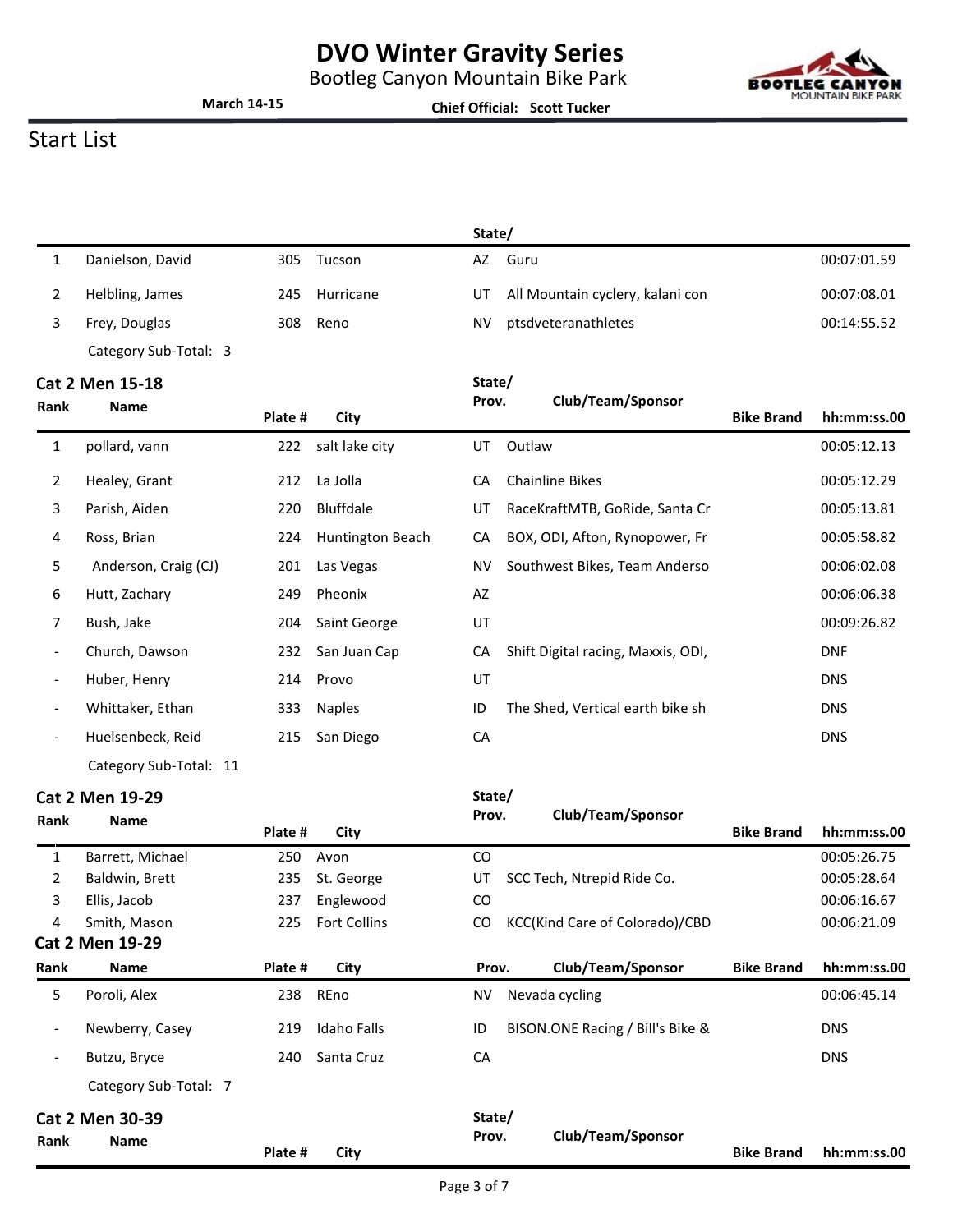# DVO Winter Gravity Series

Bootleg Canyon Mountain Bike Park

**March 14-15** **Chief Official: Scott Tucker**

## Start List

| Rank | Name | Plate # | City | State/ Prov. | Club/Team/Sponsor | Bike Brand | hh:mm:ss.00 |
|---|---|---|---|---|---|---|---|
| 1 | Danielson, David | 305 | Tucson | AZ | Guru | | 00:07:01.59 |
| 2 | Helbling, James | 245 | Hurricane | UT | All Mountain cyclery, kalani con | | 00:07:08.01 |
| 3 | Frey, Douglas | 308 | Reno | NV | ptsdveteranathletes | | 00:14:55.52 |

Category Sub-Total: 3

### Cat 2 Men 15-18

| Rank | Name | Plate # | City | State/ Prov. | Club/Team/Sponsor | Bike Brand | hh:mm:ss.00 |
|---|---|---|---|---|---|---|---|
| 1 | pollard, vann | 222 | salt lake city | UT | Outlaw | | 00:05:12.13 |
| 2 | Healey, Grant | 212 | La Jolla | CA | Chainline Bikes | | 00:05:12.29 |
| 3 | Parish, Aiden | 220 | Bluffdale | UT | RaceKraftMTB, GoRide, Santa Cr | | 00:05:13.81 |
| 4 | Ross, Brian | 224 | Huntington Beach | CA | BOX, ODI, Afton, Rynopower, Fr | | 00:05:58.82 |
| 5 | Anderson, Craig (CJ) | 201 | Las Vegas | NV | Southwest Bikes, Team Anderso | | 00:06:02.08 |
| 6 | Hutt, Zachary | 249 | Pheonix | AZ | | | 00:06:06.38 |
| 7 | Bush, Jake | 204 | Saint George | UT | | | 00:09:26.82 |
| - | Church, Dawson | 232 | San Juan Cap | CA | Shift Digital racing, Maxxis, ODI, | | DNF |
| - | Huber, Henry | 214 | Provo | UT | | | DNS |
| - | Whittaker, Ethan | 333 | Naples | ID | The Shed, Vertical earth bike sh | | DNS |
| - | Huelsenbeck, Reid | 215 | San Diego | CA | | | DNS |

Category Sub-Total: 11

### Cat 2 Men 19-29

| Rank | Name | Plate # | City | State/ Prov. | Club/Team/Sponsor | Bike Brand | hh:mm:ss.00 |
|---|---|---|---|---|---|---|---|
| 1 | Barrett, Michael | 250 | Avon | CO | | | 00:05:26.75 |
| 2 | Baldwin, Brett | 235 | St. George | UT | SCC Tech, Ntrepid Ride Co. | | 00:05:28.64 |
| 3 | Ellis, Jacob | 237 | Englewood | CO | | | 00:06:16.67 |
| 4 | Smith, Mason | 225 | Fort Collins | CO | KCC(Kind Care of Colorado)/CBD | | 00:06:21.09 |
| 5 | Poroli, Alex | 238 | REno | NV | Nevada cycling | | 00:06:45.14 |
| - | Newberry, Casey | 219 | Idaho Falls | ID | BISON.ONE Racing / Bill's Bike & | | DNS |
| - | Butzu, Bryce | 240 | Santa Cruz | CA | | | DNS |

Category Sub-Total: 7

### Cat 2 Men 30-39

| Rank | Name | Plate # | City | State/ Prov. | Club/Team/Sponsor | Bike Brand | hh:mm:ss.00 |
|---|---|---|---|---|---|---|---|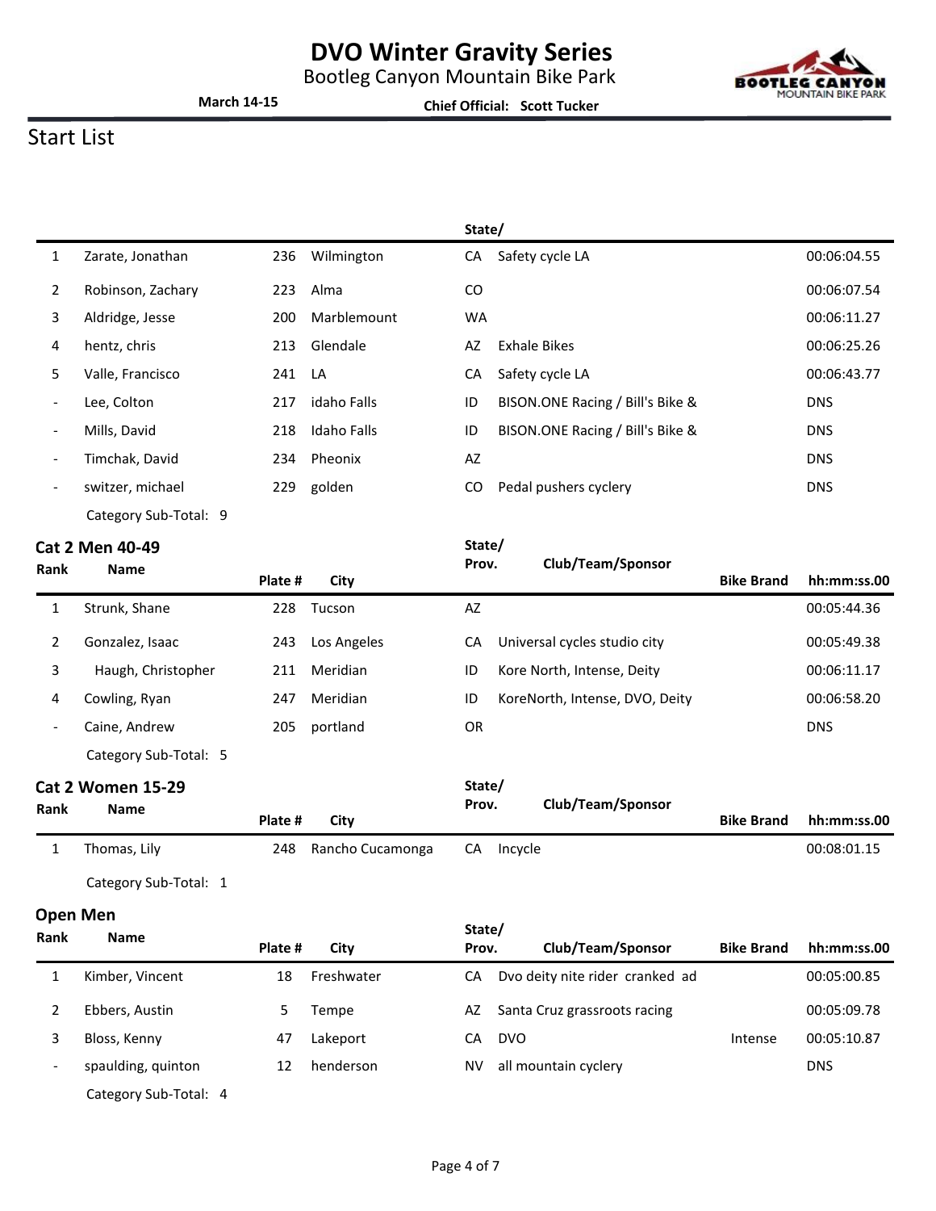# DVO Winter Gravity Series

Bootleg Canyon Mountain Bike Park

**March 14-15** **Chief Official: Scott Tucker**

## Start List

| Rank | Name | Plate # | City | State/Prov. | Club/Team/Sponsor | Bike Brand | hh:mm:ss.00 |
|---|---|---|---|---|---|---|---|
| 1 | Zarate, Jonathan | 236 | Wilmington | CA | Safety cycle LA | | 00:06:04.55 |
| 2 | Robinson, Zachary | 223 | Alma | CO | | | 00:06:07.54 |
| 3 | Aldridge, Jesse | 200 | Marblemount | WA | | | 00:06:11.27 |
| 4 | hentz, chris | 213 | Glendale | AZ | Exhale Bikes | | 00:06:25.26 |
| 5 | Valle, Francisco | 241 | LA | CA | Safety cycle LA | | 00:06:43.77 |
| - | Lee, Colton | 217 | idaho Falls | ID | BISON.ONE Racing / Bill's Bike & | | DNS |
| - | Mills, David | 218 | Idaho Falls | ID | BISON.ONE Racing / Bill's Bike & | | DNS |
| - | Timchak, David | 234 | Pheonix | AZ | | | DNS |
| - | switzer, michael | 229 | golden | CO | Pedal pushers cyclery | | DNS |

Category Sub-Total: 9

### Cat 2 Men 40-49

| Rank | Name | Plate # | City | State/Prov. | Club/Team/Sponsor | Bike Brand | hh:mm:ss.00 |
|---|---|---|---|---|---|---|---|
| 1 | Strunk, Shane | 228 | Tucson | AZ | | | 00:05:44.36 |
| 2 | Gonzalez, Isaac | 243 | Los Angeles | CA | Universal cycles studio city | | 00:05:49.38 |
| 3 | Haugh, Christopher | 211 | Meridian | ID | Kore North, Intense, Deity | | 00:06:11.17 |
| 4 | Cowling, Ryan | 247 | Meridian | ID | KoreNorth, Intense, DVO, Deity | | 00:06:58.20 |
| - | Caine, Andrew | 205 | portland | OR | | | DNS |

Category Sub-Total: 5

### Cat 2 Women 15-29

| Rank | Name | Plate # | City | State/Prov. | Club/Team/Sponsor | Bike Brand | hh:mm:ss.00 |
|---|---|---|---|---|---|---|---|
| 1 | Thomas, Lily | 248 | Rancho Cucamonga | CA | Incycle | | 00:08:01.15 |

Category Sub-Total: 1

### Open Men

| Rank | Name | Plate # | City | State/Prov. | Club/Team/Sponsor | Bike Brand | hh:mm:ss.00 |
|---|---|---|---|---|---|---|---|
| 1 | Kimber, Vincent | 18 | Freshwater | CA | Dvo deity nite rider cranked ad | | 00:05:00.85 |
| 2 | Ebbers, Austin | 5 | Tempe | AZ | Santa Cruz grassroots racing | | 00:05:09.78 |
| 3 | Bloss, Kenny | 47 | Lakeport | CA | DVO | Intense | 00:05:10.87 |
| - | spaulding, quinton | 12 | henderson | NV | all mountain cyclery | | DNS |

Category Sub-Total: 4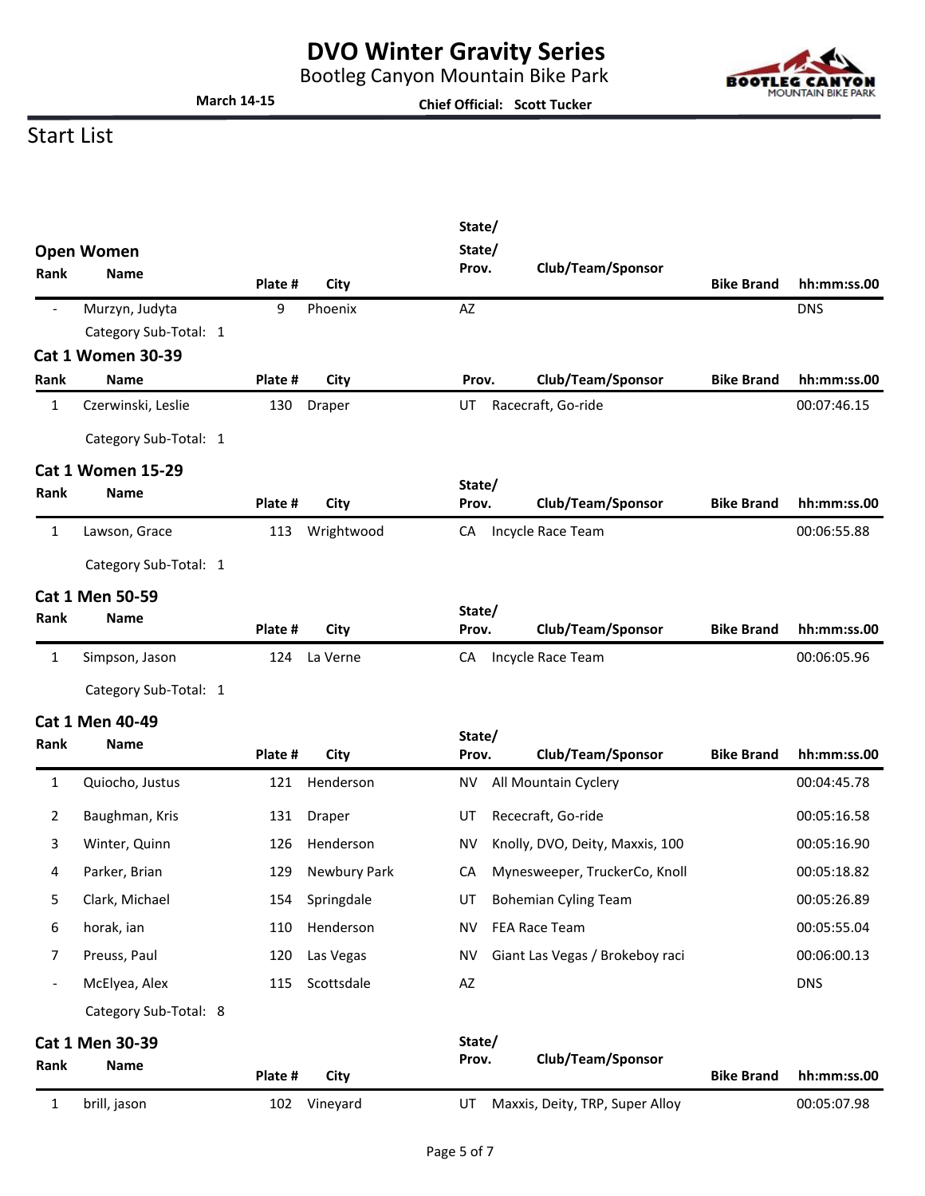# DVO Winter Gravity Series

Bootleg Canyon Mountain Bike Park

**March 14-15** **Chief Official: Scott Tucker**

## Start List

### Open Women

| Rank | Name | Plate # | City | State/ Prov. | Club/Team/Sponsor | Bike Brand | hh:mm:ss.00 |
|---|---|---|---|---|---|---|---|
| - | Murzyn, Judyta | 9 | Phoenix | AZ | | | DNS |

Category Sub-Total: 1

### Cat 1 Women 30-39

| Rank | Name | Plate # | City | Prov. | Club/Team/Sponsor | Bike Brand | hh:mm:ss.00 |
|---|---|---|---|---|---|---|---|
| 1 | Czerwinski, Leslie | 130 | Draper | UT | Racecraft, Go-ride | | 00:07:46.15 |

Category Sub-Total: 1

### Cat 1 Women 15-29

| Rank | Name | Plate # | City | State/ Prov. | Club/Team/Sponsor | Bike Brand | hh:mm:ss.00 |
|---|---|---|---|---|---|---|---|
| 1 | Lawson, Grace | 113 | Wrightwood | CA | Incycle Race Team | | 00:06:55.88 |

Category Sub-Total: 1

### Cat 1 Men 50-59

| Rank | Name | Plate # | City | State/ Prov. | Club/Team/Sponsor | Bike Brand | hh:mm:ss.00 |
|---|---|---|---|---|---|---|---|
| 1 | Simpson, Jason | 124 | La Verne | CA | Incycle Race Team | | 00:06:05.96 |

Category Sub-Total: 1

### Cat 1 Men 40-49

| Rank | Name | Plate # | City | State/ Prov. | Club/Team/Sponsor | Bike Brand | hh:mm:ss.00 |
|---|---|---|---|---|---|---|---|
| 1 | Quiocho, Justus | 121 | Henderson | NV | All Mountain Cyclery | | 00:04:45.78 |
| 2 | Baughman, Kris | 131 | Draper | UT | Rececraft, Go-ride | | 00:05:16.58 |
| 3 | Winter, Quinn | 126 | Henderson | NV | Knolly, DVO, Deity, Maxxis, 100 | | 00:05:16.90 |
| 4 | Parker, Brian | 129 | Newbury Park | CA | Mynesweeper, TruckerCo, Knoll | | 00:05:18.82 |
| 5 | Clark, Michael | 154 | Springdale | UT | Bohemian Cyling Team | | 00:05:26.89 |
| 6 | horak, ian | 110 | Henderson | NV | FEA Race Team | | 00:05:55.04 |
| 7 | Preuss, Paul | 120 | Las Vegas | NV | Giant Las Vegas / Brokeboy raci | | 00:06:00.13 |
| - | McElyea, Alex | 115 | Scottsdale | AZ | | | DNS |

Category Sub-Total: 8

### Cat 1 Men 30-39

| Rank | Name | Plate # | City | State/ Prov. | Club/Team/Sponsor | Bike Brand | hh:mm:ss.00 |
|---|---|---|---|---|---|---|---|
| 1 | brill, jason | 102 | Vineyard | UT | Maxxis, Deity, TRP, Super Alloy | | 00:05:07.98 |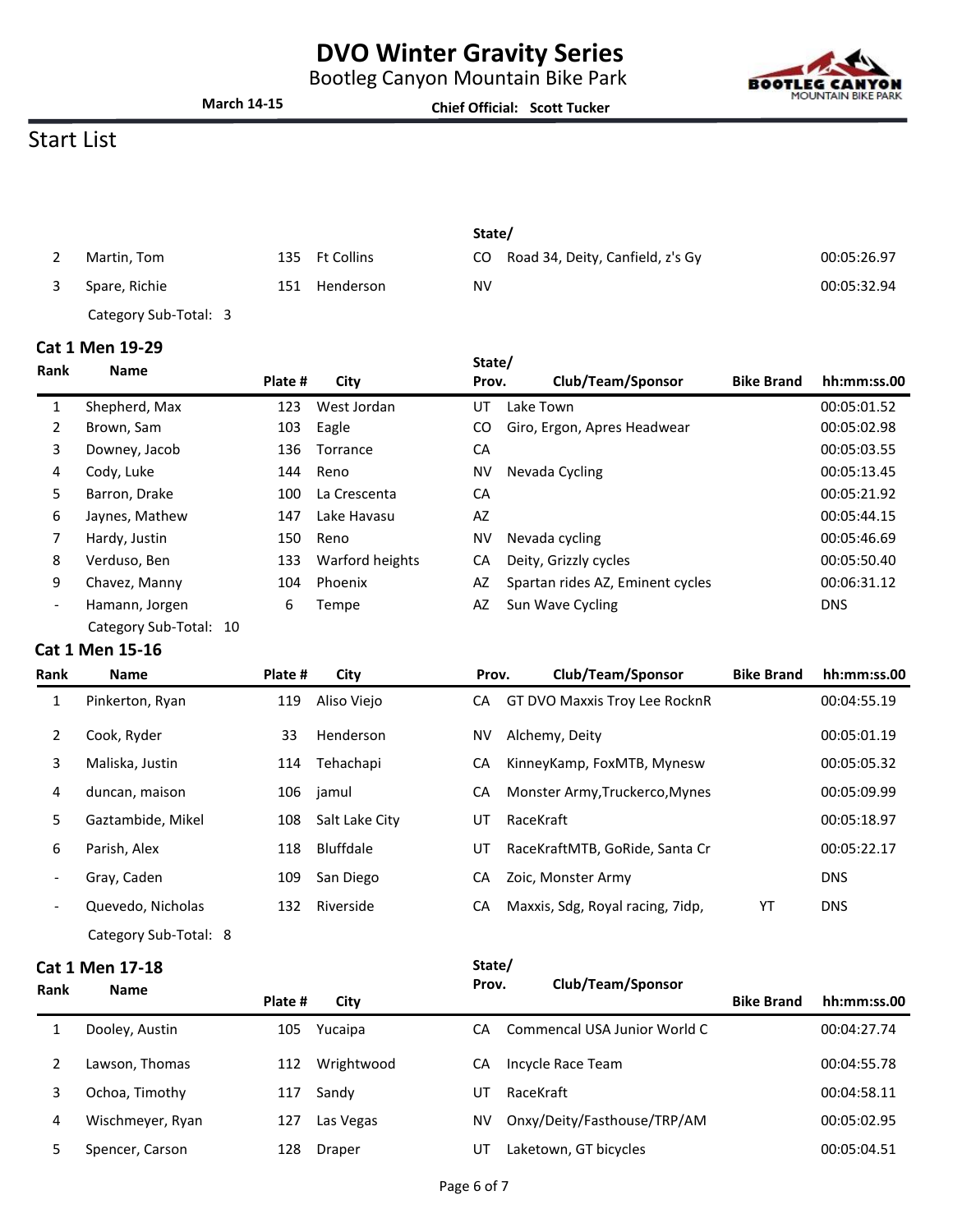# DVO Winter Gravity Series

Bootleg Canyon Mountain Bike Park

**March 14-15** **Chief Official: Scott Tucker**

## Start List

| | | | | State/ | | | |
|---|---|---|---|---|---|---|---|
| 2 | Martin, Tom | 135 | Ft Collins | CO | Road 34, Deity, Canfield, z's Gy | | 00:05:26.97 |
| 3 | Spare, Richie | 151 | Henderson | NV | | | 00:05:32.94 |

Category Sub-Total: 3

### Cat 1 Men 19-29

| Rank | Name | Plate # | City | State/ Prov. | Club/Team/Sponsor | Bike Brand | hh:mm:ss.00 |
|---|---|---|---|---|---|---|---|
| 1 | Shepherd, Max | 123 | West Jordan | UT | Lake Town | | 00:05:01.52 |
| 2 | Brown, Sam | 103 | Eagle | CO | Giro, Ergon, Apres Headwear | | 00:05:02.98 |
| 3 | Downey, Jacob | 136 | Torrance | CA | | | 00:05:03.55 |
| 4 | Cody, Luke | 144 | Reno | NV | Nevada Cycling | | 00:05:13.45 |
| 5 | Barron, Drake | 100 | La Crescenta | CA | | | 00:05:21.92 |
| 6 | Jaynes, Mathew | 147 | Lake Havasu | AZ | | | 00:05:44.15 |
| 7 | Hardy, Justin | 150 | Reno | NV | Nevada cycling | | 00:05:46.69 |
| 8 | Verduso, Ben | 133 | Warford heights | CA | Deity, Grizzly cycles | | 00:05:50.40 |
| 9 | Chavez, Manny | 104 | Phoenix | AZ | Spartan rides AZ, Eminent cycles | | 00:06:31.12 |
| - | Hamann, Jorgen | 6 | Tempe | AZ | Sun Wave Cycling | | DNS |

Category Sub-Total: 10

### Cat 1 Men 15-16

| Rank | Name | Plate # | City | Prov. | Club/Team/Sponsor | Bike Brand | hh:mm:ss.00 |
|---|---|---|---|---|---|---|---|
| 1 | Pinkerton, Ryan | 119 | Aliso Viejo | CA | GT DVO Maxxis Troy Lee RocknR | | 00:04:55.19 |
| 2 | Cook, Ryder | 33 | Henderson | NV | Alchemy, Deity | | 00:05:01.19 |
| 3 | Maliska, Justin | 114 | Tehachapi | CA | KinneyKamp, FoxMTB, Mynesw | | 00:05:05.32 |
| 4 | duncan, maison | 106 | jamul | CA | Monster Army,Truckerco,Mynes | | 00:05:09.99 |
| 5 | Gaztambide, Mikel | 108 | Salt Lake City | UT | RaceKraft | | 00:05:18.97 |
| 6 | Parish, Alex | 118 | Bluffdale | UT | RaceKraftMTB, GoRide, Santa Cr | | 00:05:22.17 |
| - | Gray, Caden | 109 | San Diego | CA | Zoic, Monster Army | | DNS |
| - | Quevedo, Nicholas | 132 | Riverside | CA | Maxxis, Sdg, Royal racing, 7idp, | YT | DNS |

Category Sub-Total: 8

### Cat 1 Men 17-18

| Rank | Name | Plate # | City | State/ Prov. | Club/Team/Sponsor | Bike Brand | hh:mm:ss.00 |
|---|---|---|---|---|---|---|---|
| 1 | Dooley, Austin | 105 | Yucaipa | CA | Commencal USA Junior World C | | 00:04:27.74 |
| 2 | Lawson, Thomas | 112 | Wrightwood | CA | Incycle Race Team | | 00:04:55.78 |
| 3 | Ochoa, Timothy | 117 | Sandy | UT | RaceKraft | | 00:04:58.11 |
| 4 | Wischmeyer, Ryan | 127 | Las Vegas | NV | Onxy/Deity/Fasthouse/TRP/AM | | 00:05:02.95 |
| 5 | Spencer, Carson | 128 | Draper | UT | Laketown, GT bicycles | | 00:05:04.51 |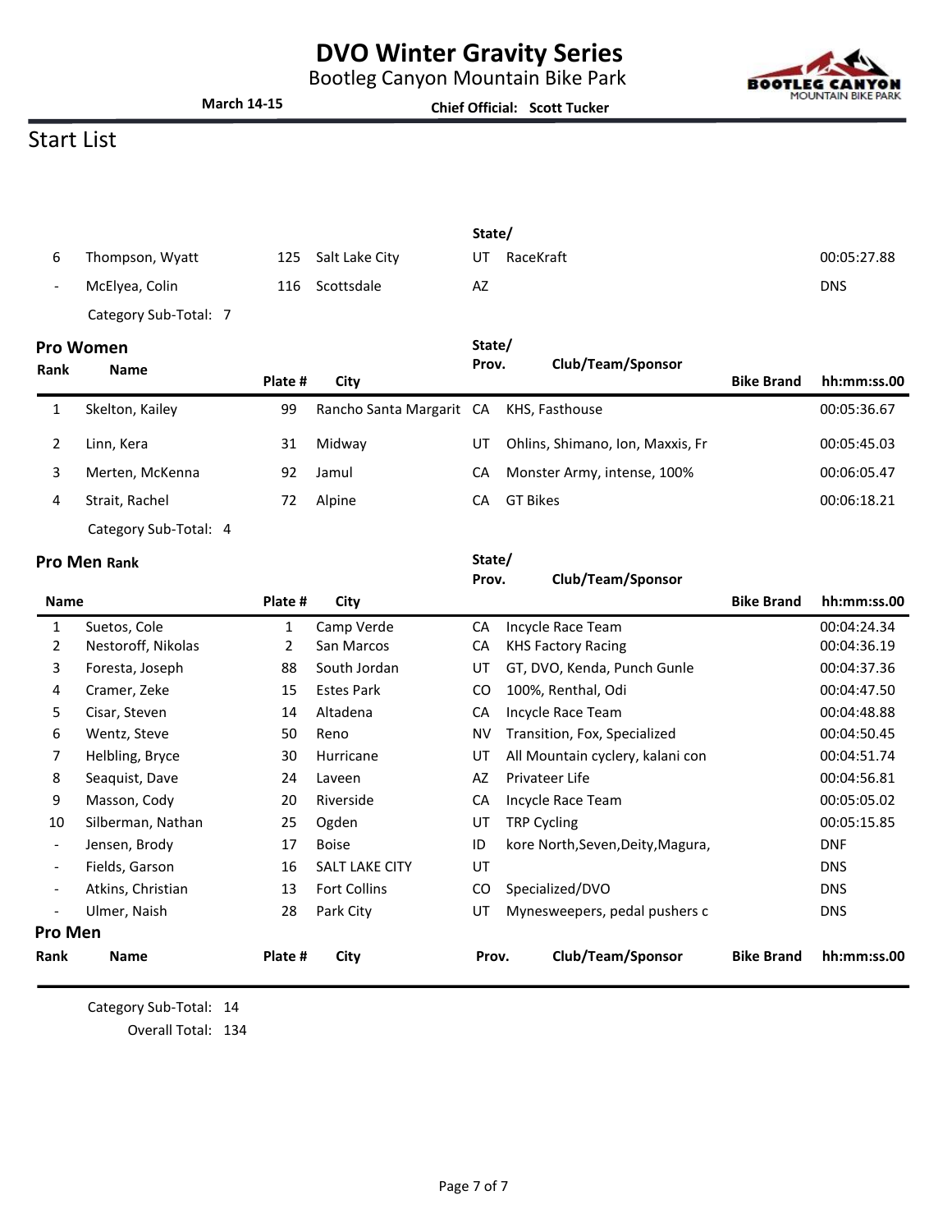# DVO Winter Gravity Series

Bootleg Canyon Mountain Bike Park

**March 14-15** **Chief Official: Scott Tucker**

## Start List

| Rank | Name | Plate # | City | State/Prov. | Club/Team/Sponsor | Bike Brand | hh:mm:ss.00 |
|---|---|---|---|---|---|---|---|
| 6 | Thompson, Wyatt | 125 | Salt Lake City | UT | RaceKraft | | 00:05:27.88 |
| - | McElyea, Colin | 116 | Scottsdale | AZ | | | DNS |

Category Sub-Total: 7

### Pro Women

| Rank | Name | Plate # | City | State/Prov. | Club/Team/Sponsor | Bike Brand | hh:mm:ss.00 |
|---|---|---|---|---|---|---|---|
| 1 | Skelton, Kailey | 99 | Rancho Santa Margarit | CA | KHS, Fasthouse | | 00:05:36.67 |
| 2 | Linn, Kera | 31 | Midway | UT | Ohlins, Shimano, Ion, Maxxis, Fr | | 00:05:45.03 |
| 3 | Merten, McKenna | 92 | Jamul | CA | Monster Army, intense, 100% | | 00:06:05.47 |
| 4 | Strait, Rachel | 72 | Alpine | CA | GT Bikes | | 00:06:18.21 |

Category Sub-Total: 4

### Pro Men

| Rank | Name | Plate # | City | State/Prov. | Club/Team/Sponsor | Bike Brand | hh:mm:ss.00 |
|---|---|---|---|---|---|---|---|
| 1 | Suetos, Cole | 1 | Camp Verde | CA | Incycle Race Team | | 00:04:24.34 |
| 2 | Nestoroff, Nikolas | 2 | San Marcos | CA | KHS Factory Racing | | 00:04:36.19 |
| 3 | Foresta, Joseph | 88 | South Jordan | UT | GT, DVO, Kenda, Punch Gunle | | 00:04:37.36 |
| 4 | Cramer, Zeke | 15 | Estes Park | CO | 100%, Renthal, Odi | | 00:04:47.50 |
| 5 | Cisar, Steven | 14 | Altadena | CA | Incycle Race Team | | 00:04:48.88 |
| 6 | Wentz, Steve | 50 | Reno | NV | Transition, Fox, Specialized | | 00:04:50.45 |
| 7 | Helbling, Bryce | 30 | Hurricane | UT | All Mountain cyclery, kalani con | | 00:04:51.74 |
| 8 | Seaquist, Dave | 24 | Laveen | AZ | Privateer Life | | 00:04:56.81 |
| 9 | Masson, Cody | 20 | Riverside | CA | Incycle Race Team | | 00:05:05.02 |
| 10 | Silberman, Nathan | 25 | Ogden | UT | TRP Cycling | | 00:05:15.85 |
| - | Jensen, Brody | 17 | Boise | ID | kore North,Seven,Deity,Magura, | | DNF |
| - | Fields, Garson | 16 | SALT LAKE CITY | UT | | | DNS |
| - | Atkins, Christian | 13 | Fort Collins | CO | Specialized/DVO | | DNS |
| - | Ulmer, Naish | 28 | Park City | UT | Mynesweepers, pedal pushers c | | DNS |

Category Sub-Total: 14

Overall Total: 134